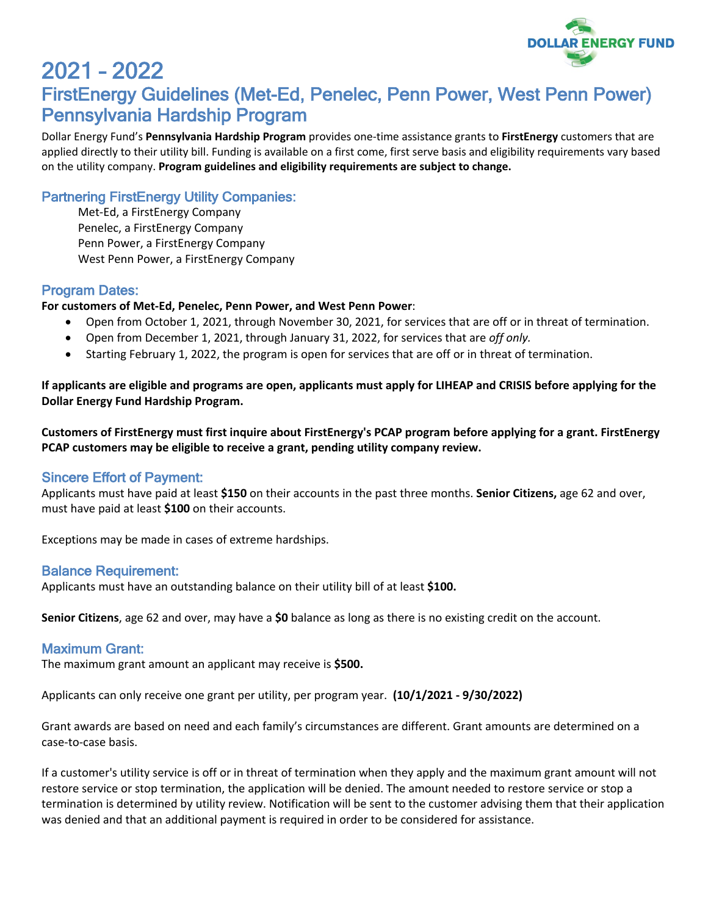DOLLAR ENERGY FUND

# 2021 – 2022
# FirstEnergy Guidelines (Met-Ed, Penelec, Penn Power, West Penn Power) Pennsylvania Hardship Program

Dollar Energy Fund's **Pennsylvania Hardship Program** provides one-time assistance grants to **FirstEnergy** customers that are applied directly to their utility bill. Funding is available on a first come, first serve basis and eligibility requirements vary based on the utility company. **Program guidelines and eligibility requirements are subject to change.**

## Partnering FirstEnergy Utility Companies:

Met-Ed, a FirstEnergy Company
Penelec, a FirstEnergy Company
Penn Power, a FirstEnergy Company
West Penn Power, a FirstEnergy Company

## Program Dates:

**For customers of Met-Ed, Penelec, Penn Power, and West Penn Power**:

- Open from October 1, 2021, through November 30, 2021, for services that are off or in threat of termination.
- Open from December 1, 2021, through January 31, 2022, for services that are *off only.*
- Starting February 1, 2022, the program is open for services that are off or in threat of termination.

**If applicants are eligible and programs are open, applicants must apply for LIHEAP and CRISIS before applying for the Dollar Energy Fund Hardship Program.**

**Customers of FirstEnergy must first inquire about FirstEnergy's PCAP program before applying for a grant. FirstEnergy PCAP customers may be eligible to receive a grant, pending utility company review.**

## Sincere Effort of Payment:

Applicants must have paid at least **$150** on their accounts in the past three months. **Senior Citizens,** age 62 and over, must have paid at least **$100** on their accounts.

Exceptions may be made in cases of extreme hardships.

## Balance Requirement:

Applicants must have an outstanding balance on their utility bill of at least **$100.**

**Senior Citizens**, age 62 and over, may have a **$0** balance as long as there is no existing credit on the account.

## Maximum Grant:

The maximum grant amount an applicant may receive is **$500.**

Applicants can only receive one grant per utility, per program year. **(10/1/2021 - 9/30/2022)**

Grant awards are based on need and each family's circumstances are different. Grant amounts are determined on a case-to-case basis.

If a customer's utility service is off or in threat of termination when they apply and the maximum grant amount will not restore service or stop termination, the application will be denied. The amount needed to restore service or stop a termination is determined by utility review. Notification will be sent to the customer advising them that their application was denied and that an additional payment is required in order to be considered for assistance.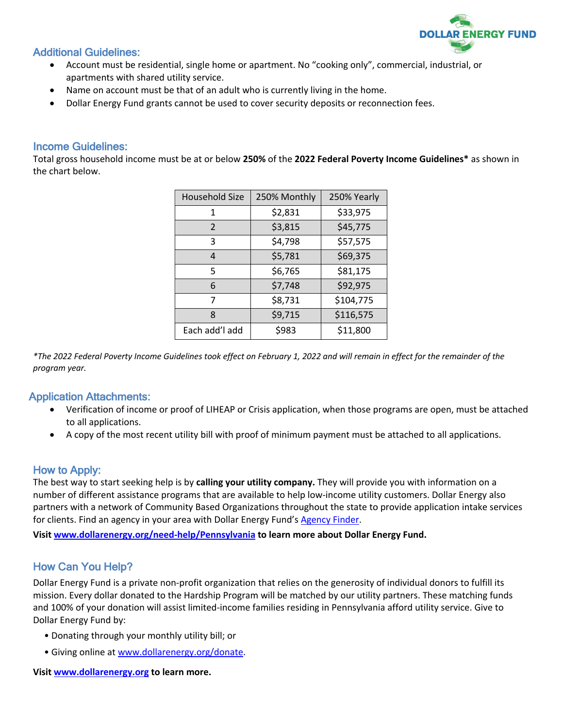DOLLAR ENERGY FUND

## Additional Guidelines:

- Account must be residential, single home or apartment. No "cooking only", commercial, industrial, or apartments with shared utility service.
- Name on account must be that of an adult who is currently living in the home.
- Dollar Energy Fund grants cannot be used to cover security deposits or reconnection fees.

## Income Guidelines:

Total gross household income must be at or below **250%** of the **2022 Federal Poverty Income Guidelines*** as shown in the chart below.

| Household Size | 250% Monthly | 250% Yearly |
|---|---|---|
| 1 | $2,831 | $33,975 |
| 2 | $3,815 | $45,775 |
| 3 | $4,798 | $57,575 |
| 4 | $5,781 | $69,375 |
| 5 | $6,765 | $81,175 |
| 6 | $7,748 | $92,975 |
| 7 | $8,731 | $104,775 |
| 8 | $9,715 | $116,575 |
| Each add'l add | $983 | $11,800 |

*\*The 2022 Federal Poverty Income Guidelines took effect on February 1, 2022 and will remain in effect for the remainder of the program year.*

## Application Attachments:

- Verification of income or proof of LIHEAP or Crisis application, when those programs are open, must be attached to all applications.
- A copy of the most recent utility bill with proof of minimum payment must be attached to all applications.

## How to Apply:

The best way to start seeking help is by **calling your utility company.** They will provide you with information on a number of different assistance programs that are available to help low-income utility customers. Dollar Energy also partners with a network of Community Based Organizations throughout the state to provide application intake services for clients. Find an agency in your area with Dollar Energy Fund's Agency Finder.

**Visit www.dollarenergy.org/need-help/Pennsylvania to learn more about Dollar Energy Fund.**

## How Can You Help?

Dollar Energy Fund is a private non-profit organization that relies on the generosity of individual donors to fulfill its mission. Every dollar donated to the Hardship Program will be matched by our utility partners. These matching funds and 100% of your donation will assist limited-income families residing in Pennsylvania afford utility service. Give to Dollar Energy Fund by:

- Donating through your monthly utility bill; or
- Giving online at www.dollarenergy.org/donate.

**Visit www.dollarenergy.org to learn more.**